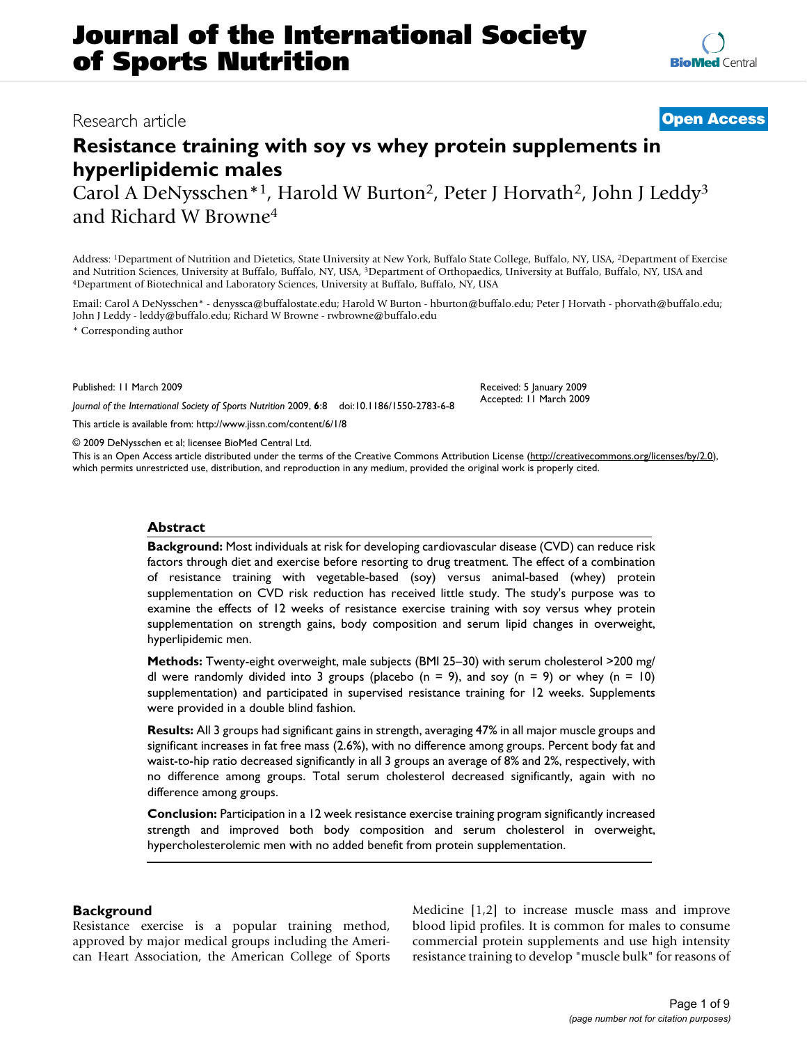# Resistance training with soy vs whey protein supplements in hyperlipidemic males

Carol A DeNysschen*[1], Harold W Burton[2], Peter J Horvath[2], John J Leddy[3] and Richard W Browne[4]

Address: [1]Department of Nutrition and Dietetics, State University at New York, Buffalo State College, Buffalo, NY, USA, [2]Department of Exercise and Nutrition Sciences, University at Buffalo, Buffalo, NY, USA, [3]Department of Orthopaedics, University at Buffalo, Buffalo, NY, USA and [4]Department of Biotechnical and Laboratory Sciences, University at Buffalo, Buffalo, NY, USA

Email: Carol A DeNysschen* - denyssca@buffalostate.edu; Harold W Burton - hburton@buffalo.edu; Peter J Horvath - phorvath@buffalo.edu; John J Leddy - leddy@buffalo.edu; Richard W Browne - rwbrowne@buffalo.edu

\* Corresponding author

Research article — Open Access

Published: 11 March 2009

*Journal of the International Society of Sports Nutrition* 2009, **6**:8 doi:10.1186/1550-2783-6-8

Received: 5 January 2009
Accepted: 11 March 2009

This article is available from: http://www.jissn.com/content/6/1/8

© 2009 DeNysschen et al; licensee BioMed Central Ltd.

This is an Open Access article distributed under the terms of the Creative Commons Attribution License (http://creativecommons.org/licenses/by/2.0), which permits unrestricted use, distribution, and reproduction in any medium, provided the original work is properly cited.

## Abstract

**Background:** Most individuals at risk for developing cardiovascular disease (CVD) can reduce risk factors through diet and exercise before resorting to drug treatment. The effect of a combination of resistance training with vegetable-based (soy) versus animal-based (whey) protein supplementation on CVD risk reduction has received little study. The study's purpose was to examine the effects of 12 weeks of resistance exercise training with soy versus whey protein supplementation on strength gains, body composition and serum lipid changes in overweight, hyperlipidemic men.

**Methods:** Twenty-eight overweight, male subjects (BMI 25–30) with serum cholesterol >200 mg/dl were randomly divided into 3 groups (placebo (n = 9), and soy (n = 9) or whey (n = 10) supplementation) and participated in supervised resistance training for 12 weeks. Supplements were provided in a double blind fashion.

**Results:** All 3 groups had significant gains in strength, averaging 47% in all major muscle groups and significant increases in fat free mass (2.6%), with no difference among groups. Percent body fat and waist-to-hip ratio decreased significantly in all 3 groups an average of 8% and 2%, respectively, with no difference among groups. Total serum cholesterol decreased significantly, again with no difference among groups.

**Conclusion:** Participation in a 12 week resistance exercise training program significantly increased strength and improved both body composition and serum cholesterol in overweight, hypercholesterolemic men with no added benefit from protein supplementation.

## Background

Resistance exercise is a popular training method, approved by major medical groups including the American Heart Association, the American College of Sports Medicine [1,2] to increase muscle mass and improve blood lipid profiles. It is common for males to consume commercial protein supplements and use high intensity resistance training to develop "muscle bulk" for reasons of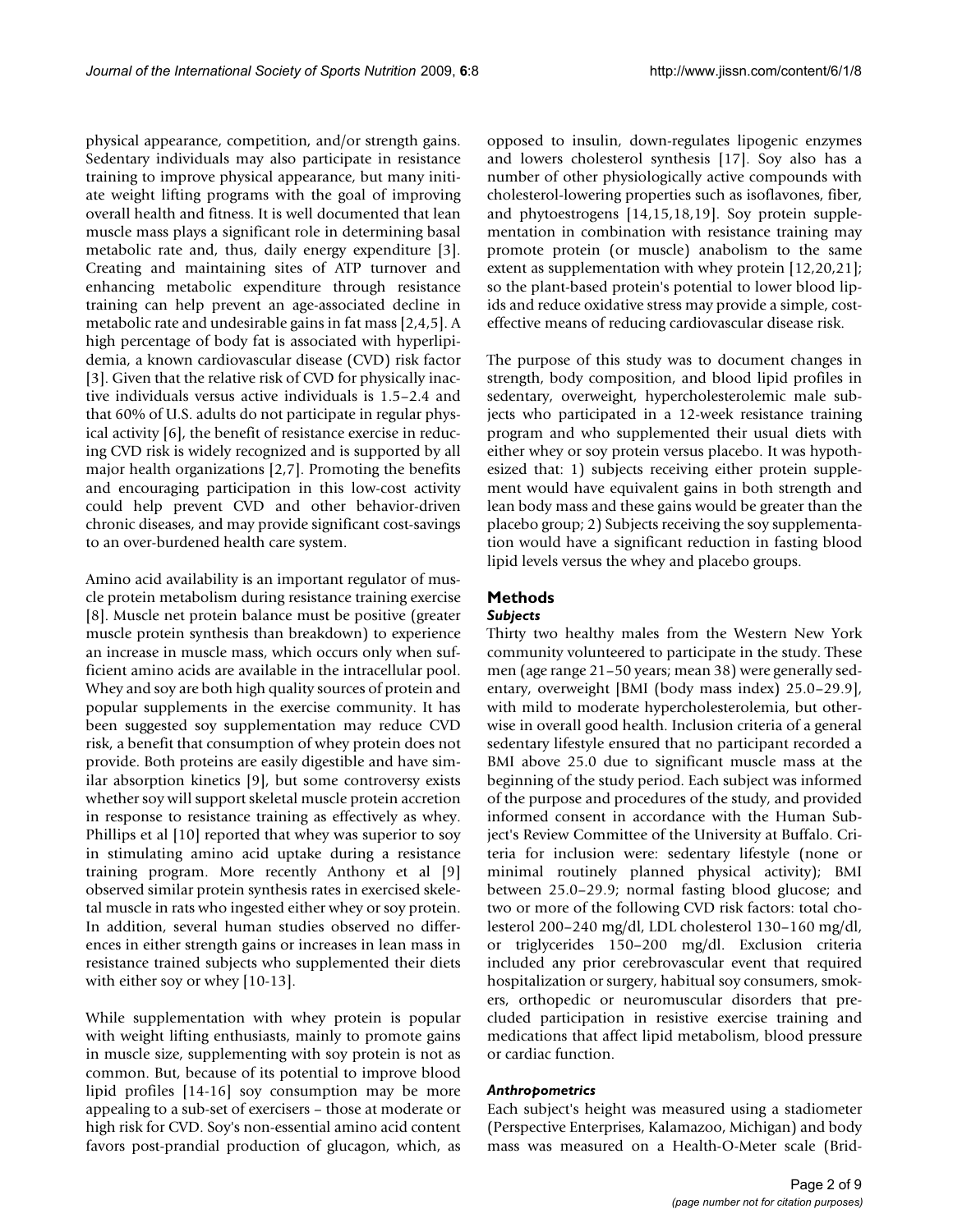physical appearance, competition, and/or strength gains. Sedentary individuals may also participate in resistance training to improve physical appearance, but many initiate weight lifting programs with the goal of improving overall health and fitness. It is well documented that lean muscle mass plays a significant role in determining basal metabolic rate and, thus, daily energy expenditure [3]. Creating and maintaining sites of ATP turnover and enhancing metabolic expenditure through resistance training can help prevent an age-associated decline in metabolic rate and undesirable gains in fat mass [2,4,5]. A high percentage of body fat is associated with hyperlipidemia, a known cardiovascular disease (CVD) risk factor [3]. Given that the relative risk of CVD for physically inactive individuals versus active individuals is 1.5–2.4 and that 60% of U.S. adults do not participate in regular physical activity [6], the benefit of resistance exercise in reducing CVD risk is widely recognized and is supported by all major health organizations [2,7]. Promoting the benefits and encouraging participation in this low-cost activity could help prevent CVD and other behavior-driven chronic diseases, and may provide significant cost-savings to an over-burdened health care system.

Amino acid availability is an important regulator of muscle protein metabolism during resistance training exercise [8]. Muscle net protein balance must be positive (greater muscle protein synthesis than breakdown) to experience an increase in muscle mass, which occurs only when sufficient amino acids are available in the intracellular pool. Whey and soy are both high quality sources of protein and popular supplements in the exercise community. It has been suggested soy supplementation may reduce CVD risk, a benefit that consumption of whey protein does not provide. Both proteins are easily digestible and have similar absorption kinetics [9], but some controversy exists whether soy will support skeletal muscle protein accretion in response to resistance training as effectively as whey. Phillips et al [10] reported that whey was superior to soy in stimulating amino acid uptake during a resistance training program. More recently Anthony et al [9] observed similar protein synthesis rates in exercised skeletal muscle in rats who ingested either whey or soy protein. In addition, several human studies observed no differences in either strength gains or increases in lean mass in resistance trained subjects who supplemented their diets with either soy or whey [10-13].

While supplementation with whey protein is popular with weight lifting enthusiasts, mainly to promote gains in muscle size, supplementing with soy protein is not as common. But, because of its potential to improve blood lipid profiles [14-16] soy consumption may be more appealing to a sub-set of exercisers – those at moderate or high risk for CVD. Soy's non-essential amino acid content favors post-prandial production of glucagon, which, as opposed to insulin, down-regulates lipogenic enzymes and lowers cholesterol synthesis [17]. Soy also has a number of other physiologically active compounds with cholesterol-lowering properties such as isoflavones, fiber, and phytoestrogens [14,15,18,19]. Soy protein supplementation in combination with resistance training may promote protein (or muscle) anabolism to the same extent as supplementation with whey protein [12,20,21]; so the plant-based protein's potential to lower blood lipids and reduce oxidative stress may provide a simple, cost-effective means of reducing cardiovascular disease risk.

The purpose of this study was to document changes in strength, body composition, and blood lipid profiles in sedentary, overweight, hypercholesterolemic male subjects who participated in a 12-week resistance training program and who supplemented their usual diets with either whey or soy protein versus placebo. It was hypothesized that: 1) subjects receiving either protein supplement would have equivalent gains in both strength and lean body mass and these gains would be greater than the placebo group; 2) Subjects receiving the soy supplementation would have a significant reduction in fasting blood lipid levels versus the whey and placebo groups.

## Methods

### *Subjects*

Thirty two healthy males from the Western New York community volunteered to participate in the study. These men (age range 21–50 years; mean 38) were generally sedentary, overweight [BMI (body mass index) 25.0–29.9], with mild to moderate hypercholesterolemia, but otherwise in overall good health. Inclusion criteria of a general sedentary lifestyle ensured that no participant recorded a BMI above 25.0 due to significant muscle mass at the beginning of the study period. Each subject was informed of the purpose and procedures of the study, and provided informed consent in accordance with the Human Subject's Review Committee of the University at Buffalo. Criteria for inclusion were: sedentary lifestyle (none or minimal routinely planned physical activity); BMI between 25.0–29.9; normal fasting blood glucose; and two or more of the following CVD risk factors: total cholesterol 200–240 mg/dl, LDL cholesterol 130–160 mg/dl, or triglycerides 150–200 mg/dl. Exclusion criteria included any prior cerebrovascular event that required hospitalization or surgery, habitual soy consumers, smokers, orthopedic or neuromuscular disorders that precluded participation in resistive exercise training and medications that affect lipid metabolism, blood pressure or cardiac function.

### *Anthropometrics*

Each subject's height was measured using a stadiometer (Perspective Enterprises, Kalamazoo, Michigan) and body mass was measured on a Health-O-Meter scale (Brid-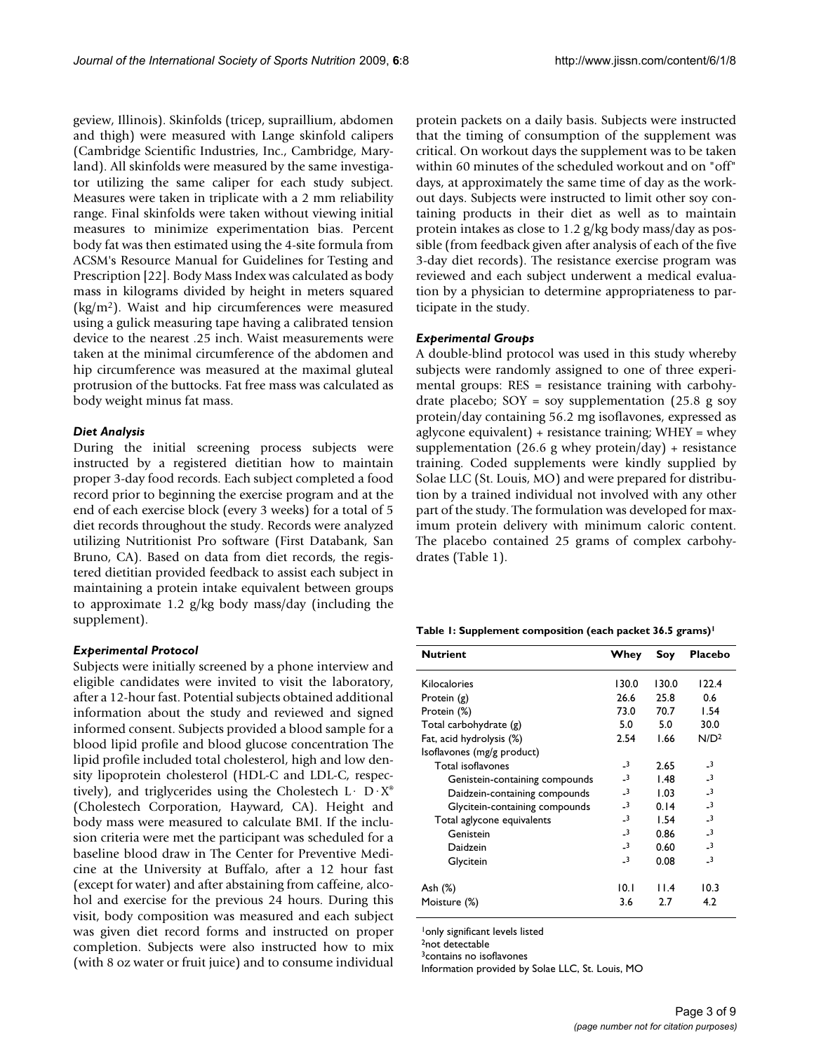geview, Illinois). Skinfolds (tricep, supraillium, abdomen and thigh) were measured with Lange skinfold calipers (Cambridge Scientific Industries, Inc., Cambridge, Maryland). All skinfolds were measured by the same investigator utilizing the same caliper for each study subject. Measures were taken in triplicate with a 2 mm reliability range. Final skinfolds were taken without viewing initial measures to minimize experimentation bias. Percent body fat was then estimated using the 4-site formula from ACSM's Resource Manual for Guidelines for Testing and Prescription [22]. Body Mass Index was calculated as body mass in kilograms divided by height in meters squared ($kg/m^2$). Waist and hip circumferences were measured using a gulick measuring tape having a calibrated tension device to the nearest .25 inch. Waist measurements were taken at the minimal circumference of the abdomen and hip circumference was measured at the maximal gluteal protrusion of the buttocks. Fat free mass was calculated as body weight minus fat mass.

### *Diet Analysis*

During the initial screening process subjects were instructed by a registered dietitian how to maintain proper 3-day food records. Each subject completed a food record prior to beginning the exercise program and at the end of each exercise block (every 3 weeks) for a total of 5 diet records throughout the study. Records were analyzed utilizing Nutritionist Pro software (First Databank, San Bruno, CA). Based on data from diet records, the registered dietitian provided feedback to assist each subject in maintaining a protein intake equivalent between groups to approximate 1.2 g/kg body mass/day (including the supplement).

### *Experimental Protocol*

Subjects were initially screened by a phone interview and eligible candidates were invited to visit the laboratory, after a 12-hour fast. Potential subjects obtained additional information about the study and reviewed and signed informed consent. Subjects provided a blood sample for a blood lipid profile and blood glucose concentration The lipid profile included total cholesterol, high and low density lipoprotein cholesterol (HDL-C and LDL-C, respectively), and triglycerides using the Cholestech L· D·X® (Cholestech Corporation, Hayward, CA). Height and body mass were measured to calculate BMI. If the inclusion criteria were met the participant was scheduled for a baseline blood draw in The Center for Preventive Medicine at the University at Buffalo, after a 12 hour fast (except for water) and after abstaining from caffeine, alcohol and exercise for the previous 24 hours. During this visit, body composition was measured and each subject was given diet record forms and instructed on proper completion. Subjects were also instructed how to mix (with 8 oz water or fruit juice) and to consume individual protein packets on a daily basis. Subjects were instructed that the timing of consumption of the supplement was critical. On workout days the supplement was to be taken within 60 minutes of the scheduled workout and on "off" days, at approximately the same time of day as the workout days. Subjects were instructed to limit other soy containing products in their diet as well as to maintain protein intakes as close to 1.2 g/kg body mass/day as possible (from feedback given after analysis of each of the five 3-day diet records). The resistance exercise program was reviewed and each subject underwent a medical evaluation by a physician to determine appropriateness to participate in the study.

### *Experimental Groups*

A double-blind protocol was used in this study whereby subjects were randomly assigned to one of three experimental groups: RES = resistance training with carbohydrate placebo; SOY = soy supplementation (25.8 g soy protein/day containing 56.2 mg isoflavones, expressed as aglycone equivalent) + resistance training; WHEY = whey supplementation (26.6 g whey protein/day) + resistance training. Coded supplements were kindly supplied by Solae LLC (St. Louis, MO) and were prepared for distribution by a trained individual not involved with any other part of the study. The formulation was developed for maximum protein delivery with minimum caloric content. The placebo contained 25 grams of complex carbohydrates (Table 1).

**Table 1: Supplement composition (each packet 36.5 grams)[1]**

| Nutrient | Whey | Soy | Placebo |
|---|---|---|---|
| Kilocalories | 130.0 | 130.0 | 122.4 |
| Protein (g) | 26.6 | 25.8 | 0.6 |
| Protein (%) | 73.0 | 70.7 | 1.54 |
| Total carbohydrate (g) | 5.0 | 5.0 | 30.0 |
| Fat, acid hydrolysis (%) | 2.54 | 1.66 | N/D[2] |
| Isoflavones (mg/g product) | | | |
| Total isoflavones | -[3] | 2.65 | -[3] |
| Genistein-containing compounds | -[3] | 1.48 | -[3] |
| Daidzein-containing compounds | -[3] | 1.03 | -[3] |
| Glycitein-containing compounds | -[3] | 0.14 | -[3] |
| Total aglycone equivalents | -[3] | 1.54 | -[3] |
| Genistein | -[3] | 0.86 | -[3] |
| Daidzein | -[3] | 0.60 | -[3] |
| Glycitein | -[3] | 0.08 | -[3] |
| Ash (%) | 10.1 | 11.4 | 10.3 |
| Moisture (%) | 3.6 | 2.7 | 4.2 |

[1]only significant levels listed
[2]not detectable
[3]contains no isoflavones
Information provided by Solae LLC, St. Louis, MO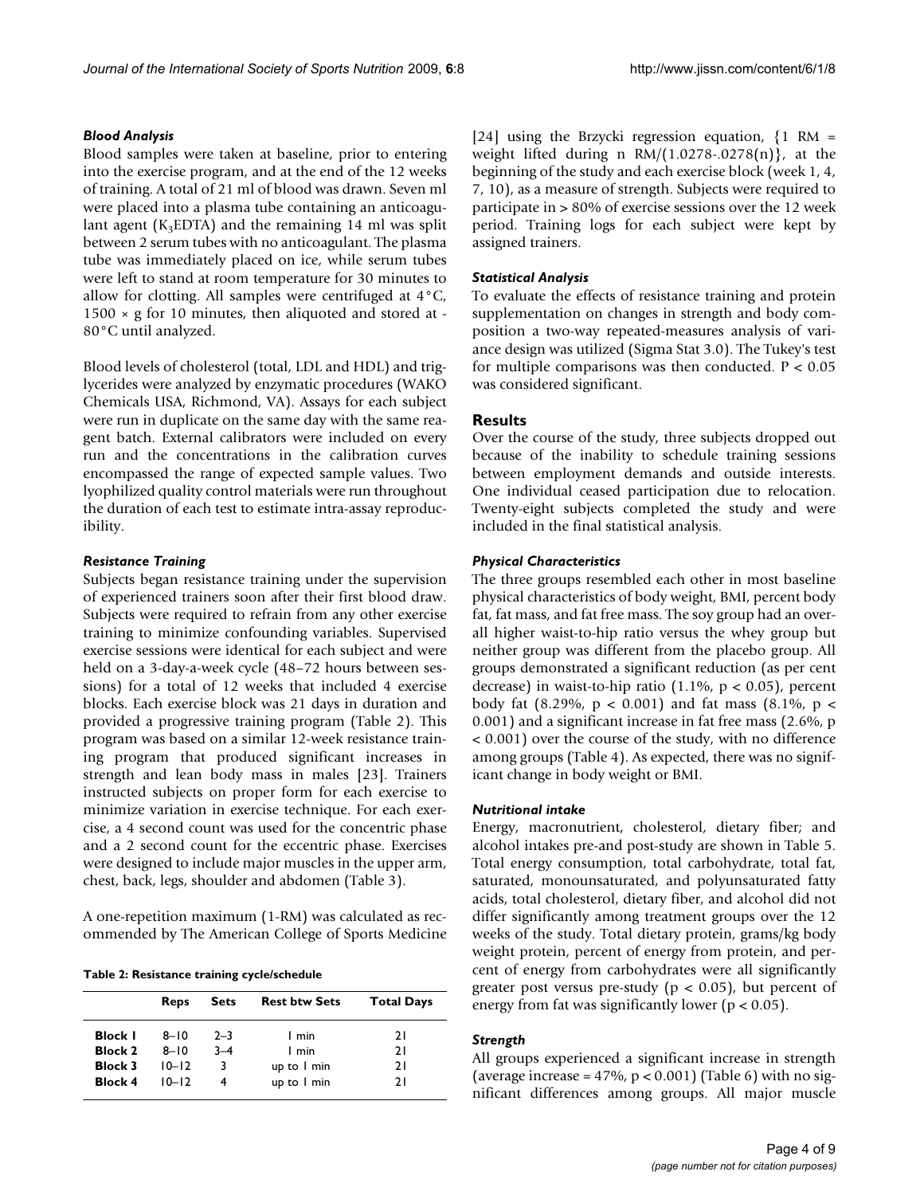### Blood Analysis

Blood samples were taken at baseline, prior to entering into the exercise program, and at the end of the 12 weeks of training. A total of 21 ml of blood was drawn. Seven ml were placed into a plasma tube containing an anticoagulant agent ($K_3EDTA$) and the remaining 14 ml was split between 2 serum tubes with no anticoagulant. The plasma tube was immediately placed on ice, while serum tubes were left to stand at room temperature for 30 minutes to allow for clotting. All samples were centrifuged at 4°C, 1500 × g for 10 minutes, then aliquoted and stored at -80°C until analyzed.

Blood levels of cholesterol (total, LDL and HDL) and triglycerides were analyzed by enzymatic procedures (WAKO Chemicals USA, Richmond, VA). Assays for each subject were run in duplicate on the same day with the same reagent batch. External calibrators were included on every run and the concentrations in the calibration curves encompassed the range of expected sample values. Two lyophilized quality control materials were run throughout the duration of each test to estimate intra-assay reproducibility.

### Resistance Training

Subjects began resistance training under the supervision of experienced trainers soon after their first blood draw. Subjects were required to refrain from any other exercise training to minimize confounding variables. Supervised exercise sessions were identical for each subject and were held on a 3-day-a-week cycle (48–72 hours between sessions) for a total of 12 weeks that included 4 exercise blocks. Each exercise block was 21 days in duration and provided a progressive training program (Table 2). This program was based on a similar 12-week resistance training program that produced significant increases in strength and lean body mass in males [23]. Trainers instructed subjects on proper form for each exercise to minimize variation in exercise technique. For each exercise, a 4 second count was used for the concentric phase and a 2 second count for the eccentric phase. Exercises were designed to include major muscles in the upper arm, chest, back, legs, shoulder and abdomen (Table 3).

A one-repetition maximum (1-RM) was calculated as recommended by The American College of Sports Medicine [24] using the Brzycki regression equation, $\{1 \text{ RM} = \text{weight lifted during n RM}/(1.0278\text{-}.0278(n)\}$, at the beginning of the study and each exercise block (week 1, 4, 7, 10), as a measure of strength. Subjects were required to participate in > 80% of exercise sessions over the 12 week period. Training logs for each subject were kept by assigned trainers.

**Table 2: Resistance training cycle/schedule**

| | Reps | Sets | Rest btw Sets | Total Days |
|---|---|---|---|---|
| **Block 1** | 8–10 | 2–3 | 1 min | 21 |
| **Block 2** | 8–10 | 3–4 | 1 min | 21 |
| **Block 3** | 10–12 | 3 | up to 1 min | 21 |
| **Block 4** | 10–12 | 4 | up to 1 min | 21 |

### Statistical Analysis

To evaluate the effects of resistance training and protein supplementation on changes in strength and body composition a two-way repeated-measures analysis of variance design was utilized (Sigma Stat 3.0). The Tukey's test for multiple comparisons was then conducted. $P < 0.05$ was considered significant.

## Results

Over the course of the study, three subjects dropped out because of the inability to schedule training sessions between employment demands and outside interests. One individual ceased participation due to relocation. Twenty-eight subjects completed the study and were included in the final statistical analysis.

### Physical Characteristics

The three groups resembled each other in most baseline physical characteristics of body weight, BMI, percent body fat, fat mass, and fat free mass. The soy group had an overall higher waist-to-hip ratio versus the whey group but neither group was different from the placebo group. All groups demonstrated a significant reduction (as per cent decrease) in waist-to-hip ratio (1.1%, $p < 0.05$), percent body fat (8.29%, $p < 0.001$) and fat mass (8.1%, $p < 0.001$) and a significant increase in fat free mass (2.6%, $p < 0.001$) over the course of the study, with no difference among groups (Table 4). As expected, there was no significant change in body weight or BMI.

### Nutritional intake

Energy, macronutrient, cholesterol, dietary fiber; and alcohol intakes pre-and post-study are shown in Table 5. Total energy consumption, total carbohydrate, total fat, saturated, monounsaturated, and polyunsaturated fatty acids, total cholesterol, dietary fiber, and alcohol did not differ significantly among treatment groups over the 12 weeks of the study. Total dietary protein, grams/kg body weight protein, percent of energy from protein, and percent of energy from carbohydrates were all significantly greater post versus pre-study ($p < 0.05$), but percent of energy from fat was significantly lower ($p < 0.05$).

### Strength

All groups experienced a significant increase in strength (average increase = 47%, $p < 0.001$) (Table 6) with no significant differences among groups. All major muscle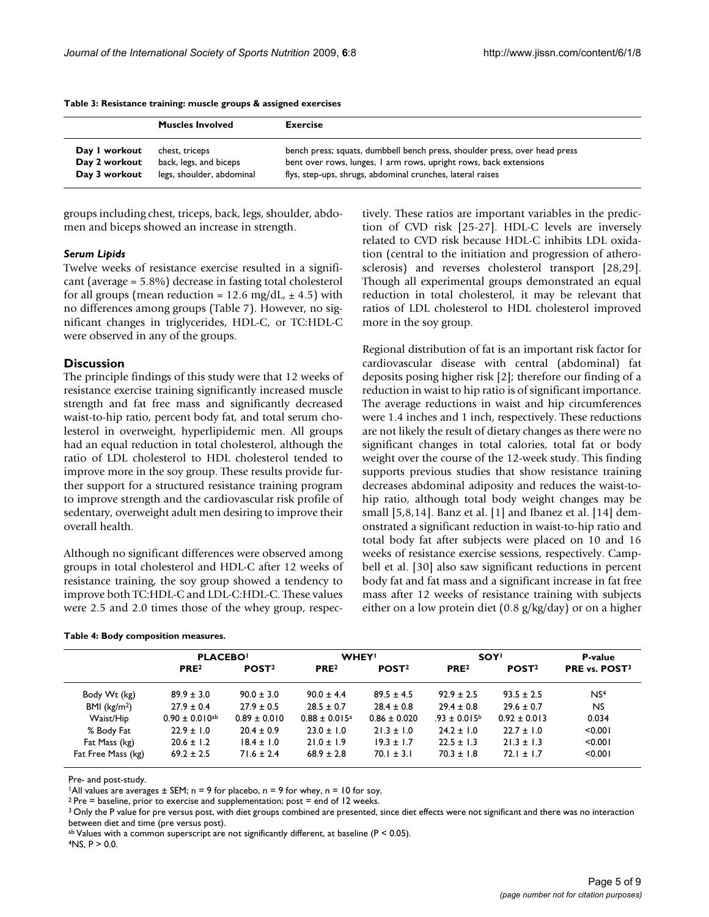**Table 3: Resistance training: muscle groups & assigned exercises**

| | Muscles Involved | Exercise |
|---|---|---|
| **Day 1 workout** | chest, triceps | bench press; squats, dumbbell bench press, shoulder press, over head press |
| **Day 2 workout** | back, legs, and biceps | bent over rows, lunges, 1 arm rows, upright rows, back extensions |
| **Day 3 workout** | legs, shoulder, abdominal | flys, step-ups, shrugs, abdominal crunches, lateral raises |

groups including chest, triceps, back, legs, shoulder, abdomen and biceps showed an increase in strength.

### *Serum Lipids*

Twelve weeks of resistance exercise resulted in a significant (average = 5.8%) decrease in fasting total cholesterol for all groups (mean reduction = 12.6 mg/dL, ± 4.5) with no differences among groups (Table 7). However, no significant changes in triglycerides, HDL-C, or TC:HDL-C were observed in any of the groups.

## Discussion

The principle findings of this study were that 12 weeks of resistance exercise training significantly increased muscle strength and fat free mass and significantly decreased waist-to-hip ratio, percent body fat, and total serum cholesterol in overweight, hyperlipidemic men. All groups had an equal reduction in total cholesterol, although the ratio of LDL cholesterol to HDL cholesterol tended to improve more in the soy group. These results provide further support for a structured resistance training program to improve strength and the cardiovascular risk profile of sedentary, overweight adult men desiring to improve their overall health.

Although no significant differences were observed among groups in total cholesterol and HDL-C after 12 weeks of resistance training, the soy group showed a tendency to improve both TC:HDL-C and LDL-C:HDL-C. These values were 2.5 and 2.0 times those of the whey group, respectively. These ratios are important variables in the prediction of CVD risk [25-27]. HDL-C levels are inversely related to CVD risk because HDL-C inhibits LDL oxidation (central to the initiation and progression of atherosclerosis) and reverses cholesterol transport [28,29]. Though all experimental groups demonstrated an equal reduction in total cholesterol, it may be relevant that ratios of LDL cholesterol to HDL cholesterol improved more in the soy group.

Regional distribution of fat is an important risk factor for cardiovascular disease with central (abdominal) fat deposits posing higher risk [2]; therefore our finding of a reduction in waist to hip ratio is of significant importance. The average reductions in waist and hip circumferences were 1.4 inches and 1 inch, respectively. These reductions are not likely the result of dietary changes as there were no significant changes in total calories, total fat or body weight over the course of the 12-week study. This finding supports previous studies that show resistance training decreases abdominal adiposity and reduces the waist-to-hip ratio, although total body weight changes may be small [5,8,14]. Banz et al. [1] and Ibanez et al. [14] demonstrated a significant reduction in waist-to-hip ratio and total body fat after subjects were placed on 10 and 16 weeks of resistance exercise sessions, respectively. Campbell et al. [30] also saw significant reductions in percent body fat and fat mass and a significant increase in fat free mass after 12 weeks of resistance training with subjects either on a low protein diet (0.8 g/kg/day) or on a higher

**Table 4: Body composition measures.**

| | PLACEBO[1] | | WHEY[1] | | SOY[1] | | P-value |
|---|---|---|---|---|---|---|---|
| | PRE[2] | POST[2] | PRE[2] | POST[2] | PRE[2] | POST[2] | PRE vs. POST[3] |
| Body Wt (kg) | 89.9 ± 3.0 | 90.0 ± 3.0 | 90.0 ± 4.4 | 89.5 ± 4.5 | 92.9 ± 2.5 | 93.5 ± 2.5 | NS[4] |
| BMI (kg/m²) | 27.9 ± 0.4 | 27.9 ± 0.5 | 28.5 ± 0.7 | 28.4 ± 0.8 | 29.4 ± 0.8 | 29.6 ± 0.7 | NS |
| Waist/Hip | 0.90 ± 0.010[ab] | 0.89 ± 0.010 | 0.88 ± 0.015[a] | 0.86 ± 0.020 | .93 ± 0.015[b] | 0.92 ± 0.013 | 0.034 |
| % Body Fat | 22.9 ± 1.0 | 20.4 ± 0.9 | 23.0 ± 1.0 | 21.3 ± 1.0 | 24.2 ± 1.0 | 22.7 ± 1.0 | <0.001 |
| Fat Mass (kg) | 20.6 ± 1.2 | 18.4 ± 1.0 | 21.0 ± 1.9 | 19.3 ± 1.7 | 22.5 ± 1.3 | 21.3 ± 1.3 | <0.001 |
| Fat Free Mass (kg) | 69.2 ± 2.5 | 71.6 ± 2.4 | 68.9 ± 2.8 | 70.1 ± 3.1 | 70.3 ± 1.8 | 72.1 ± 1.7 | <0.001 |

Pre- and post-study.

[1]All values are averages ± SEM; n = 9 for placebo, n = 9 for whey, n = 10 for soy.

[2] Pre = baseline, prior to exercise and supplementation; post = end of 12 weeks.

[3] Only the P value for pre versus post, with diet groups combined are presented, since diet effects were not significant and there was no interaction between diet and time (pre versus post).

[ab] Values with a common superscript are not significantly different, at baseline (P < 0.05).

[4]NS, P > 0.0.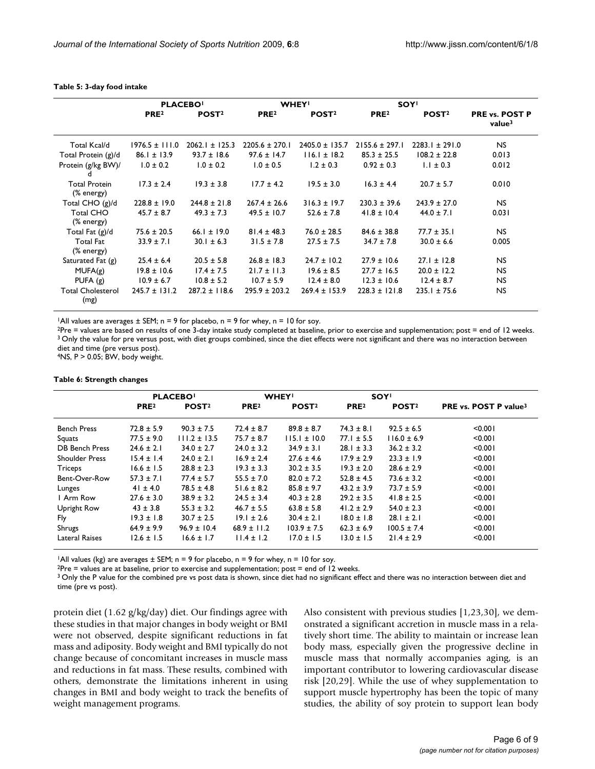**Table 5: 3-day food intake**

| | PLACEBO[1] | | WHEY[1] | | SOY[1] | | |
|---|---|---|---|---|---|---|---|
| | PRE[2] | POST[2] | PRE[2] | POST[2] | PRE[2] | POST[2] | PRE vs. POST P value[3] |
| Total Kcal/d | 1976.5 ± 111.0 | 2062.1 ± 125.3 | 2205.6 ± 270.1 | 2405.0 ± 135.7 | 2155.6 ± 297.1 | 2283.1 ± 291.0 | NS |
| Total Protein (g)/d | 86.1 ± 13.9 | 93.7 ± 18.6 | 97.6 ± 14.7 | 116.1 ± 18.2 | 85.3 ± 25.5 | 108.2 ± 22.8 | 0.013 |
| Protein (g/kg BW)/d | 1.0 ± 0.2 | 1.0 ± 0.2 | 1.0 ± 0.5 | 1.2 ± 0.3 | 0.92 ± 0.3 | 1.1 ± 0.3 | 0.012 |
| Total Protein (% energy) | 17.3 ± 2.4 | 19.3 ± 3.8 | 17.7 ± 4.2 | 19.5 ± 3.0 | 16.3 ± 4.4 | 20.7 ± 5.7 | 0.010 |
| Total CHO (g)/d | 228.8 ± 19.0 | 244.8 ± 21.8 | 267.4 ± 26.6 | 316.3 ± 19.7 | 230.3 ± 39.6 | 243.9 ± 27.0 | NS |
| Total CHO (% energy) | 45.7 ± 8.7 | 49.3 ± 7.3 | 49.5 ± 10.7 | 52.6 ± 7.8 | 41.8 ± 10.4 | 44.0 ± 7.1 | 0.031 |
| Total Fat (g)/d | 75.6 ± 20.5 | 66.1 ± 19.0 | 81.4 ± 48.3 | 76.0 ± 28.5 | 84.6 ± 38.8 | 77.7 ± 35.1 | NS |
| Total Fat (% energy) | 33.9 ± 7.1 | 30.1 ± 6.3 | 31.5 ± 7.8 | 27.5 ± 7.5 | 34.7 ± 7.8 | 30.0 ± 6.6 | 0.005 |
| Saturated Fat (g) | 25.4 ± 6.4 | 20.5 ± 5.8 | 26.8 ± 18.3 | 24.7 ± 10.2 | 27.9 ± 10.6 | 27.1 ± 12.8 | NS |
| MUFA(g) | 19.8 ± 10.6 | 17.4 ± 7.5 | 21.7 ± 11.3 | 19.6 ± 8.5 | 27.7 ± 16.5 | 20.0 ± 12.2 | NS |
| PUFA (g) | 10.9 ± 6.7 | 10.8 ± 5.2 | 10.7 ± 5.9 | 12.4 ± 8.0 | 12.3 ± 10.6 | 12.4 ± 8.7 | NS |
| Total Cholesterol (mg) | 245.7 ± 131.2 | 287.2 ± 118.6 | 295.9 ± 203.2 | 269.4 ± 153.9 | 228.3 ± 121.8 | 235.1 ± 75.6 | NS |

[1]All values are averages ± SEM; n = 9 for placebo, n = 9 for whey, n = 10 for soy.
[2]Pre = values are based on results of one 3-day intake study completed at baseline, prior to exercise and supplementation; post = end of 12 weeks.
[3] Only the value for pre versus post, with diet groups combined, since the diet effects were not significant and there was no interaction between diet and time (pre versus post).
[4]NS, P > 0.05; BW, body weight.

**Table 6: Strength changes**

| | PLACEBO[1] | | WHEY[1] | | SOY[1] | | |
|---|---|---|---|---|---|---|---|
| | PRE[2] | POST[2] | PRE[2] | POST[2] | PRE[2] | POST[2] | PRE vs. POST P value[3] |
| Bench Press | 72.8 ± 5.9 | 90.3 ± 7.5 | 72.4 ± 8.7 | 89.8 ± 8.7 | 74.3 ± 8.1 | 92.5 ± 6.5 | <0.001 |
| Squats | 77.5 ± 9.0 | 111.2 ± 13.5 | 75.7 ± 8.7 | 115.1 ± 10.0 | 77.1 ± 5.5 | 116.0 ± 6.9 | <0.001 |
| DB Bench Press | 24.6 ± 2.1 | 34.0 ± 2.7 | 24.0 ± 3.2 | 34.9 ± 3.1 | 28.1 ± 3.3 | 36.2 ± 3.2 | <0.001 |
| Shoulder Press | 15.4 ± 1.4 | 24.0 ± 2.1 | 16.9 ± 2.4 | 27.6 ± 4.6 | 17.9 ± 2.9 | 23.3 ± 1.9 | <0.001 |
| Triceps | 16.6 ± 1.5 | 28.8 ± 2.3 | 19.3 ± 3.3 | 30.2 ± 3.5 | 19.3 ± 2.0 | 28.6 ± 2.9 | <0.001 |
| Bent-Over-Row | 57.3 ± 7.1 | 77.4 ± 5.7 | 55.5 ± 7.0 | 82.0 ± 7.2 | 52.8 ± 4.5 | 73.6 ± 3.2 | <0.001 |
| Lunges | 41 ± 4.0 | 78.5 ± 4.8 | 51.6 ± 8.2 | 85.8 ± 9.7 | 43.2 ± 3.9 | 73.7 ± 5.9 | <0.001 |
| 1 Arm Row | 27.6 ± 3.0 | 38.9 ± 3.2 | 24.5 ± 3.4 | 40.3 ± 2.8 | 29.2 ± 3.5 | 41.8 ± 2.5 | <0.001 |
| Upright Row | 43 ± 3.8 | 55.3 ± 3.2 | 46.7 ± 5.5 | 63.8 ± 5.8 | 41.2 ± 2.9 | 54.0 ± 2.3 | <0.001 |
| Fly | 19.3 ± 1.8 | 30.7 ± 2.5 | 19.1 ± 2.6 | 30.4 ± 2.1 | 18.0 ± 1.8 | 28.1 ± 2.1 | <0.001 |
| Shrugs | 64.9 ± 9.9 | 96.9 ± 10.4 | 68.9 ± 11.2 | 103.9 ± 7.5 | 62.3 ± 6.9 | 100.5 ± 7.4 | <0.001 |
| Lateral Raises | 12.6 ± 1.5 | 16.6 ± 1.7 | 11.4 ± 1.2 | 17.0 ± 1.5 | 13.0 ± 1.5 | 21.4 ± 2.9 | <0.001 |

[1]All values (kg) are averages ± SEM; n = 9 for placebo, n = 9 for whey, n = 10 for soy.
[2]Pre = values are at baseline, prior to exercise and supplementation; post = end of 12 weeks.
[3] Only the P value for the combined pre vs post data is shown, since diet had no significant effect and there was no interaction between diet and time (pre vs post).

protein diet (1.62 g/kg/day) diet. Our findings agree with these studies in that major changes in body weight or BMI were not observed, despite significant reductions in fat mass and adiposity. Body weight and BMI typically do not change because of concomitant increases in muscle mass and reductions in fat mass. These results, combined with others, demonstrate the limitations inherent in using changes in BMI and body weight to track the benefits of weight management programs.

Also consistent with previous studies [1,23,30], we demonstrated a significant accretion in muscle mass in a relatively short time. The ability to maintain or increase lean body mass, especially given the progressive decline in muscle mass that normally accompanies aging, is an important contributor to lowering cardiovascular disease risk [20,29]. While the use of whey supplementation to support muscle hypertrophy has been the topic of many studies, the ability of soy protein to support lean body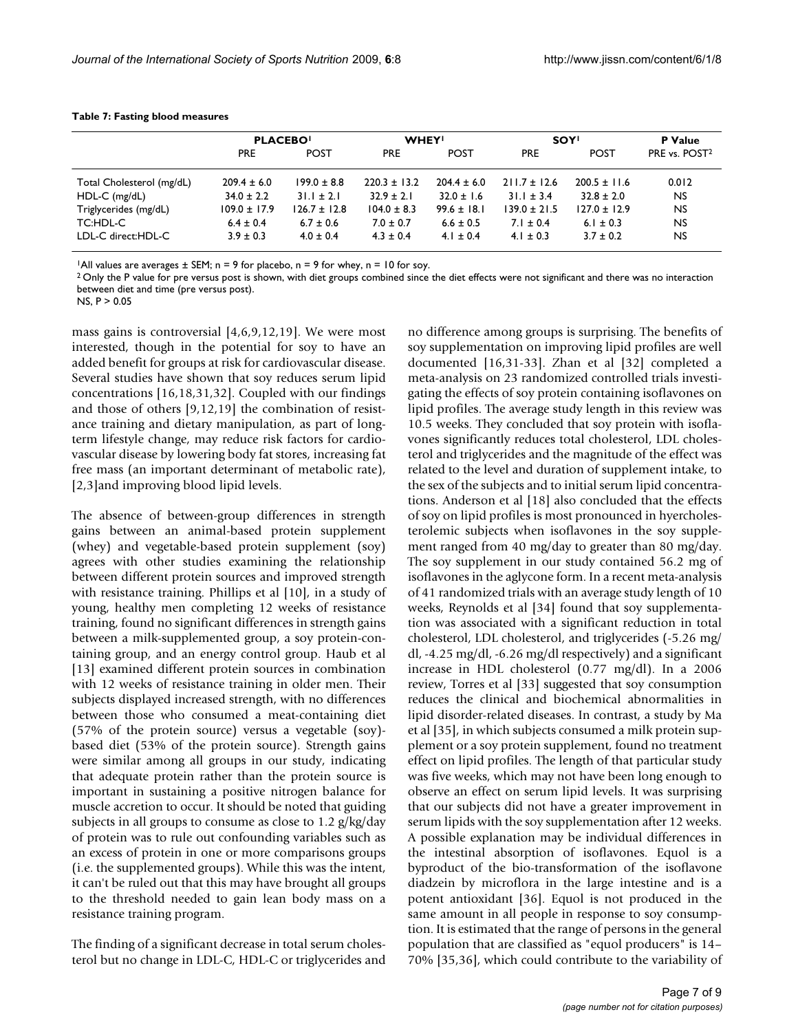**Table 7: Fasting blood measures**

| | PLACEBO[1] | | WHEY[1] | | SOY[1] | | P Value |
|---|---|---|---|---|---|---|---|
| | PRE | POST | PRE | POST | PRE | POST | PRE vs. POST[2] |
| Total Cholesterol (mg/dL) | 209.4 ± 6.0 | 199.0 ± 8.8 | 220.3 ± 13.2 | 204.4 ± 6.0 | 211.7 ± 12.6 | 200.5 ± 11.6 | 0.012 |
| HDL-C (mg/dL) | 34.0 ± 2.2 | 31.1 ± 2.1 | 32.9 ± 2.1 | 32.0 ± 1.6 | 31.1 ± 3.4 | 32.8 ± 2.0 | NS |
| Triglycerides (mg/dL) | 109.0 ± 17.9 | 126.7 ± 12.8 | 104.0 ± 8.3 | 99.6 ± 18.1 | 139.0 ± 21.5 | 127.0 ± 12.9 | NS |
| TC:HDL-C | 6.4 ± 0.4 | 6.7 ± 0.6 | 7.0 ± 0.7 | 6.6 ± 0.5 | 7.1 ± 0.4 | 6.1 ± 0.3 | NS |
| LDL-C direct:HDL-C | 3.9 ± 0.3 | 4.0 ± 0.4 | 4.3 ± 0.4 | 4.1 ± 0.4 | 4.1 ± 0.3 | 3.7 ± 0.2 | NS |

[1]All values are averages ± SEM; n = 9 for placebo, n = 9 for whey, n = 10 for soy.
[2] Only the P value for pre versus post is shown, with diet groups combined since the diet effects were not significant and there was no interaction between diet and time (pre versus post).
NS, P > 0.05

mass gains is controversial [4,6,9,12,19]. We were most interested, though in the potential for soy to have an added benefit for groups at risk for cardiovascular disease. Several studies have shown that soy reduces serum lipid concentrations [16,18,31,32]. Coupled with our findings and those of others [9,12,19] the combination of resistance training and dietary manipulation, as part of long-term lifestyle change, may reduce risk factors for cardiovascular disease by lowering body fat stores, increasing fat free mass (an important determinant of metabolic rate), [2,3]and improving blood lipid levels.

The absence of between-group differences in strength gains between an animal-based protein supplement (whey) and vegetable-based protein supplement (soy) agrees with other studies examining the relationship between different protein sources and improved strength with resistance training. Phillips et al [10], in a study of young, healthy men completing 12 weeks of resistance training, found no significant differences in strength gains between a milk-supplemented group, a soy protein-containing group, and an energy control group. Haub et al [13] examined different protein sources in combination with 12 weeks of resistance training in older men. Their subjects displayed increased strength, with no differences between those who consumed a meat-containing diet (57% of the protein source) versus a vegetable (soy)-based diet (53% of the protein source). Strength gains were similar among all groups in our study, indicating that adequate protein rather than the protein source is important in sustaining a positive nitrogen balance for muscle accretion to occur. It should be noted that guiding subjects in all groups to consume as close to 1.2 g/kg/day of protein was to rule out confounding variables such as an excess of protein in one or more comparisons groups (i.e. the supplemented groups). While this was the intent, it can't be ruled out that this may have brought all groups to the threshold needed to gain lean body mass on a resistance training program.

The finding of a significant decrease in total serum cholesterol but no change in LDL-C, HDL-C or triglycerides and no difference among groups is surprising. The benefits of soy supplementation on improving lipid profiles are well documented [16,31-33]. Zhan et al [32] completed a meta-analysis on 23 randomized controlled trials investigating the effects of soy protein containing isoflavones on lipid profiles. The average study length in this review was 10.5 weeks. They concluded that soy protein with isoflavones significantly reduces total cholesterol, LDL cholesterol and triglycerides and the magnitude of the effect was related to the level and duration of supplement intake, to the sex of the subjects and to initial serum lipid concentrations. Anderson et al [18] also concluded that the effects of soy on lipid profiles is most pronounced in hyercholesterolemic subjects when isoflavones in the soy supplement ranged from 40 mg/day to greater than 80 mg/day. The soy supplement in our study contained 56.2 mg of isoflavones in the aglycone form. In a recent meta-analysis of 41 randomized trials with an average study length of 10 weeks, Reynolds et al [34] found that soy supplementation was associated with a significant reduction in total cholesterol, LDL cholesterol, and triglycerides (-5.26 mg/dl, -4.25 mg/dl, -6.26 mg/dl respectively) and a significant increase in HDL cholesterol (0.77 mg/dl). In a 2006 review, Torres et al [33] suggested that soy consumption reduces the clinical and biochemical abnormalities in lipid disorder-related diseases. In contrast, a study by Ma et al [35], in which subjects consumed a milk protein supplement or a soy protein supplement, found no treatment effect on lipid profiles. The length of that particular study was five weeks, which may not have been long enough to observe an effect on serum lipid levels. It was surprising that our subjects did not have a greater improvement in serum lipids with the soy supplementation after 12 weeks. A possible explanation may be individual differences in the intestinal absorption of isoflavones. Equol is a byproduct of the bio-transformation of the isoflavone diadzein by microflora in the large intestine and is a potent antioxidant [36]. Equol is not produced in the same amount in all people in response to soy consumption. It is estimated that the range of persons in the general population that are classified as "equol producers" is 14–70% [35,36], which could contribute to the variability of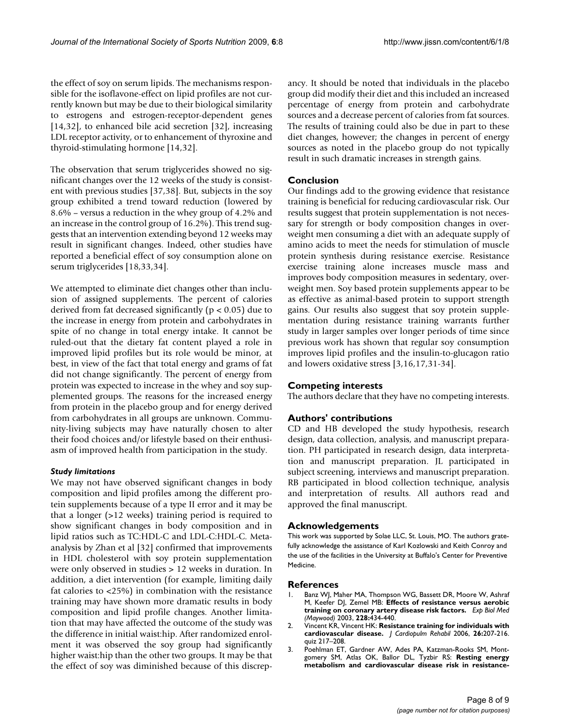the effect of soy on serum lipids. The mechanisms responsible for the isoflavone-effect on lipid profiles are not currently known but may be due to their biological similarity to estrogens and estrogen-receptor-dependent genes [14,32], to enhanced bile acid secretion [32], increasing LDL receptor activity, or to enhancement of thyroxine and thyroid-stimulating hormone [14,32].

The observation that serum triglycerides showed no significant changes over the 12 weeks of the study is consistent with previous studies [37,38]. But, subjects in the soy group exhibited a trend toward reduction (lowered by 8.6% – versus a reduction in the whey group of 4.2% and an increase in the control group of 16.2%). This trend suggests that an intervention extending beyond 12 weeks may result in significant changes. Indeed, other studies have reported a beneficial effect of soy consumption alone on serum triglycerides [18,33,34].

We attempted to eliminate diet changes other than inclusion of assigned supplements. The percent of calories derived from fat decreased significantly ($p < 0.05$) due to the increase in energy from protein and carbohydrates in spite of no change in total energy intake. It cannot be ruled-out that the dietary fat content played a role in improved lipid profiles but its role would be minor, at best, in view of the fact that total energy and grams of fat did not change significantly. The percent of energy from protein was expected to increase in the whey and soy supplemented groups. The reasons for the increased energy from protein in the placebo group and for energy derived from carbohydrates in all groups are unknown. Community-living subjects may have naturally chosen to alter their food choices and/or lifestyle based on their enthusiasm of improved health from participation in the study.

#### *Study limitations*

We may not have observed significant changes in body composition and lipid profiles among the different protein supplements because of a type II error and it may be that a longer (>12 weeks) training period is required to show significant changes in body composition and in lipid ratios such as TC:HDL-C and LDL-C:HDL-C. Meta-analysis by Zhan et al [32] confirmed that improvements in HDL cholesterol with soy protein supplementation were only observed in studies > 12 weeks in duration. In addition, a diet intervention (for example, limiting daily fat calories to <25%) in combination with the resistance training may have shown more dramatic results in body composition and lipid profile changes. Another limitation that may have affected the outcome of the study was the difference in initial waist:hip. After randomized enrolment it was observed the soy group had significantly higher waist:hip than the other two groups. It may be that the effect of soy was diminished because of this discrepancy. It should be noted that individuals in the placebo group did modify their diet and this included an increased percentage of energy from protein and carbohydrate sources and a decrease percent of calories from fat sources. The results of training could also be due in part to these diet changes, however; the changes in percent of energy sources as noted in the placebo group do not typically result in such dramatic increases in strength gains.

## Conclusion

Our findings add to the growing evidence that resistance training is beneficial for reducing cardiovascular risk. Our results suggest that protein supplementation is not necessary for strength or body composition changes in overweight men consuming a diet with an adequate supply of amino acids to meet the needs for stimulation of muscle protein synthesis during resistance exercise. Resistance exercise training alone increases muscle mass and improves body composition measures in sedentary, overweight men. Soy based protein supplements appear to be as effective as animal-based protein to support strength gains. Our results also suggest that soy protein supplementation during resistance training warrants further study in larger samples over longer periods of time since previous work has shown that regular soy consumption improves lipid profiles and the insulin-to-glucagon ratio and lowers oxidative stress [3,16,17,31-34].

## Competing interests

The authors declare that they have no competing interests.

## Authors' contributions

CD and HB developed the study hypothesis, research design, data collection, analysis, and manuscript preparation. PH participated in research design, data interpretation and manuscript preparation. JL participated in subject screening, interviews and manuscript preparation. RB participated in blood collection technique, analysis and interpretation of results. All authors read and approved the final manuscript.

## Acknowledgements

This work was supported by Solae LLC, St. Louis, MO. The authors gratefully acknowledge the assistance of Karl Kozlowski and Keith Conroy and the use of the facilities in the University at Buffalo's Center for Preventive Medicine.

## References

1. Banz WJ, Maher MA, Thompson WG, Bassett DR, Moore W, Ashraf M, Keefer DJ, Zemel MB: **Effects of resistance versus aerobic training on coronary artery disease risk factors.** *Exp Biol Med (Maywood)* 2003, **228:**434-440.
2. Vincent KR, Vincent HK: **Resistance training for individuals with cardiovascular disease.** *J Cardiopulm Rehabil* 2006, **26:**207-216. quiz 217–208.
3. Poehlman ET, Gardner AW, Ades PA, Katzman-Rooks SM, Montgomery SM, Atlas OK, Ballor DL, Tyzbir RS: **Resting energy metabolism and cardiovascular disease risk in resistance-**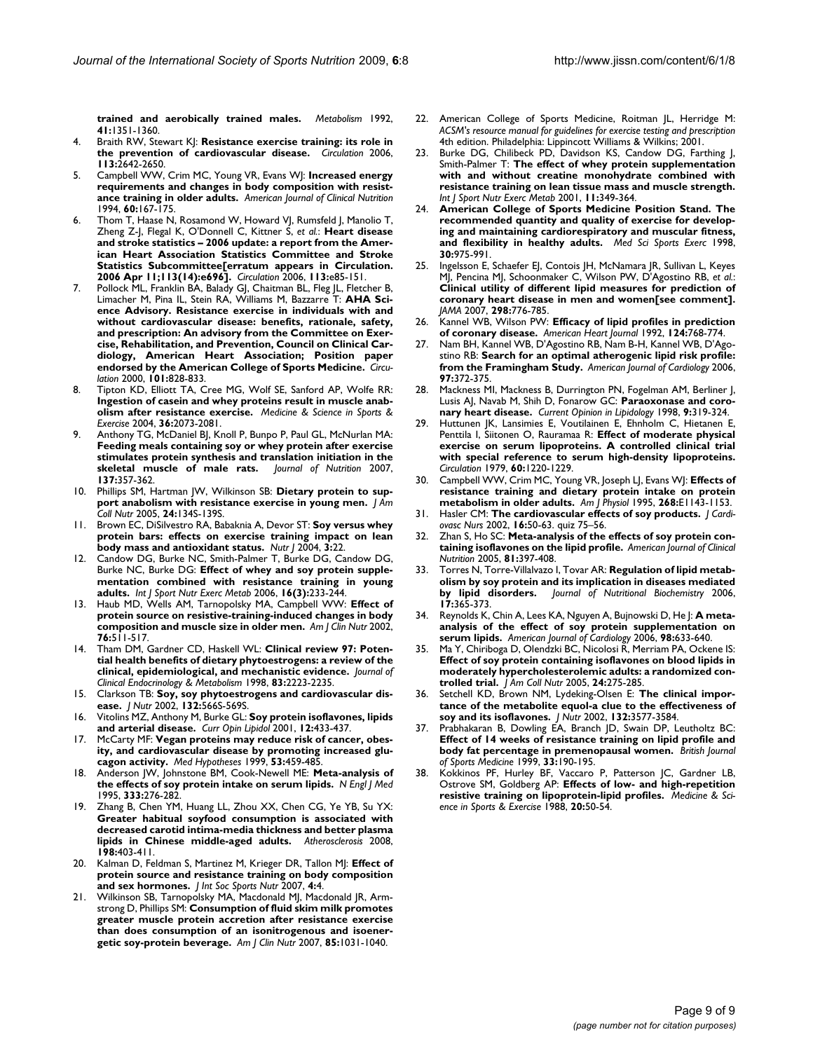trained and aerobically trained males. *Metabolism* 1992, **41:**1351-1360.

4. Braith RW, Stewart KJ: **Resistance exercise training: its role in the prevention of cardiovascular disease.** *Circulation* 2006, **113:**2642-2650.
5. Campbell WW, Crim MC, Young VR, Evans WJ: **Increased energy requirements and changes in body composition with resistance training in older adults.** *American Journal of Clinical Nutrition* 1994, **60:**167-175.
6. Thom T, Haase N, Rosamond W, Howard VJ, Rumsfeld J, Manolio T, Zheng Z-J, Flegal K, O'Donnell C, Kittner S, *et al.*: **Heart disease and stroke statistics – 2006 update: a report from the American Heart Association Statistics Committee and Stroke Statistics Subcommittee[erratum appears in Circulation. 2006 Apr 11;113(14):e696].** *Circulation* 2006, **113:**e85-151.
7. Pollock ML, Franklin BA, Balady GJ, Chaitman BL, Fleg JL, Fletcher B, Limacher M, Pina IL, Stein RA, Williams M, Bazzarre T: **AHA Science Advisory. Resistance exercise in individuals with and without cardiovascular disease: benefits, rationale, safety, and prescription: An advisory from the Committee on Exercise, Rehabilitation, and Prevention, Council on Clinical Cardiology, American Heart Association; Position paper endorsed by the American College of Sports Medicine.** *Circulation* 2000, **101:**828-833.
8. Tipton KD, Elliott TA, Cree MG, Wolf SE, Sanford AP, Wolfe RR: **Ingestion of casein and whey proteins result in muscle anabolism after resistance exercise.** *Medicine & Science in Sports & Exercise* 2004, **36:**2073-2081.
9. Anthony TG, McDaniel BJ, Knoll P, Bunpo P, Paul GL, McNurlan MA: **Feeding meals containing soy or whey protein after exercise stimulates protein synthesis and translation initiation in the skeletal muscle of male rats.** *Journal of Nutrition* 2007, **137:**357-362.
10. Phillips SM, Hartman JW, Wilkinson SB: **Dietary protein to support anabolism with resistance exercise in young men.** *J Am Coll Nutr* 2005, **24:**134S-139S.
11. Brown EC, DiSilvestro RA, Babaknia A, Devor ST: **Soy versus whey protein bars: effects on exercise training impact on lean body mass and antioxidant status.** *Nutr J* 2004, **3:**22.
12. Candow DG, Burke NC, Smith-Palmer T, Burke DG, Candow DG, Burke NC, Burke DG: **Effect of whey and soy protein supplementation combined with resistance training in young adults.** *Int J Sport Nutr Exerc Metab* 2006, **16(3):**233-244.
13. Haub MD, Wells AM, Tarnopolsky MA, Campbell WW: **Effect of protein source on resistive-training-induced changes in body composition and muscle size in older men.** *Am J Clin Nutr* 2002, **76:**511-517.
14. Tham DM, Gardner CD, Haskell WL: **Clinical review 97: Potential health benefits of dietary phytoestrogens: a review of the clinical, epidemiological, and mechanistic evidence.** *Journal of Clinical Endocrinology & Metabolism* 1998, **83:**2223-2235.
15. Clarkson TB: **Soy, soy phytoestrogens and cardiovascular disease.** *J Nutr* 2002, **132:**566S-569S.
16. Vitolins MZ, Anthony M, Burke GL: **Soy protein isoflavones, lipids and arterial disease.** *Curr Opin Lipidol* 2001, **12:**433-437.
17. McCarty MF: **Vegan proteins may reduce risk of cancer, obesity, and cardiovascular disease by promoting increased glucagon activity.** *Med Hypotheses* 1999, **53:**459-485.
18. Anderson JW, Johnstone BM, Cook-Newell ME: **Meta-analysis of the effects of soy protein intake on serum lipids.** *N Engl J Med* 1995, **333:**276-282.
19. Zhang B, Chen YM, Huang LL, Zhou XX, Chen CG, Ye YB, Su YX: **Greater habitual soyfood consumption is associated with decreased carotid intima-media thickness and better plasma lipids in Chinese middle-aged adults.** *Atherosclerosis* 2008, **198:**403-411.
20. Kalman D, Feldman S, Martinez M, Krieger DR, Tallon MJ: **Effect of protein source and resistance training on body composition and sex hormones.** *J Int Soc Sports Nutr* 2007, **4:**4.
21. Wilkinson SB, Tarnopolsky MA, Macdonald MJ, Macdonald JR, Armstrong D, Phillips SM: **Consumption of fluid skim milk promotes greater muscle protein accretion after resistance exercise than does consumption of an isonitrogenous and isoenergetic soy-protein beverage.** *Am J Clin Nutr* 2007, **85:**1031-1040.
22. American College of Sports Medicine, Roitman JL, Herridge M: *ACSM's resource manual for guidelines for exercise testing and prescription* 4th edition. Philadelphia: Lippincott Williams & Wilkins; 2001.
23. Burke DG, Chilibeck PD, Davidson KS, Candow DG, Farthing J, Smith-Palmer T: **The effect of whey protein supplementation with and without creatine monohydrate combined with resistance training on lean tissue mass and muscle strength.** *Int J Sport Nutr Exerc Metab* 2001, **11:**349-364.
24. **American College of Sports Medicine Position Stand. The recommended quantity and quality of exercise for developing and maintaining cardiorespiratory and muscular fitness, and flexibility in healthy adults.** *Med Sci Sports Exerc* 1998, **30:**975-991.
25. Ingelsson E, Schaefer EJ, Contois JH, McNamara JR, Sullivan L, Keyes MJ, Pencina MJ, Schoonmaker C, Wilson PW, D'Agostino RB, *et al.*: **Clinical utility of different lipid measures for prediction of coronary heart disease in men and women[see comment].** *JAMA* 2007, **298:**776-785.
26. Kannel WB, Wilson PW: **Efficacy of lipid profiles in prediction of coronary disease.** *American Heart Journal* 1992, **124:**768-774.
27. Nam BH, Kannel WB, D'Agostino RB, Nam B-H, Kannel WB, D'Agostino RB: **Search for an optimal atherogenic lipid risk profile: from the Framingham Study.** *American Journal of Cardiology* 2006, **97:**372-375.
28. Mackness MI, Mackness B, Durrington PN, Fogelman AM, Berliner J, Lusis AJ, Navab M, Shih D, Fonarow GC: **Paraoxonase and coronary heart disease.** *Current Opinion in Lipidology* 1998, **9:**319-324.
29. Huttunen JK, Lansimies E, Voutilainen E, Ehnholm C, Hietanen E, Penttila I, Siitonen O, Rauramaa R: **Effect of moderate physical exercise on serum lipoproteins. A controlled clinical trial with special reference to serum high-density lipoproteins.** *Circulation* 1979, **60:**1220-1229.
30. Campbell WW, Crim MC, Young VR, Joseph LJ, Evans WJ: **Effects of resistance training and dietary protein intake on protein metabolism in older adults.** *Am J Physiol* 1995, **268:**E1143-1153.
31. Hasler CM: **The cardiovascular effects of soy products.** *J Cardiovasc Nurs* 2002, **16:**50-63. quiz 75–56.
32. Zhan S, Ho SC: **Meta-analysis of the effects of soy protein containing isoflavones on the lipid profile.** *American Journal of Clinical Nutrition* 2005, **81:**397-408.
33. Torres N, Torre-Villalvazo I, Tovar AR: **Regulation of lipid metabolism by soy protein and its implication in diseases mediated by lipid disorders.** *Journal of Nutritional Biochemistry* 2006, **17:**365-373.
34. Reynolds K, Chin A, Lees KA, Nguyen A, Bujnowski D, He J: **A meta-analysis of the effect of soy protein supplementation on serum lipids.** *American Journal of Cardiology* 2006, **98:**633-640.
35. Ma Y, Chiriboga D, Olendzki BC, Nicolosi R, Merriam PA, Ockene IS: **Effect of soy protein containing isoflavones on blood lipids in moderately hypercholesterolemic adults: a randomized controlled trial.** *J Am Coll Nutr* 2005, **24:**275-285.
36. Setchell KD, Brown NM, Lydeking-Olsen E: **The clinical importance of the metabolite equol-a clue to the effectiveness of soy and its isoflavones.** *J Nutr* 2002, **132:**3577-3584.
37. Prabhakaran B, Dowling EA, Branch JD, Swain DP, Leutholtz BC: **Effect of 14 weeks of resistance training on lipid profile and body fat percentage in premenopausal women.** *British Journal of Sports Medicine* 1999, **33:**190-195.
38. Kokkinos PF, Hurley BF, Vaccaro P, Patterson JC, Gardner LB, Ostrove SM, Goldberg AP: **Effects of low- and high-repetition resistive training on lipoprotein-lipid profiles.** *Medicine & Science in Sports & Exercise* 1988, **20:**50-54.